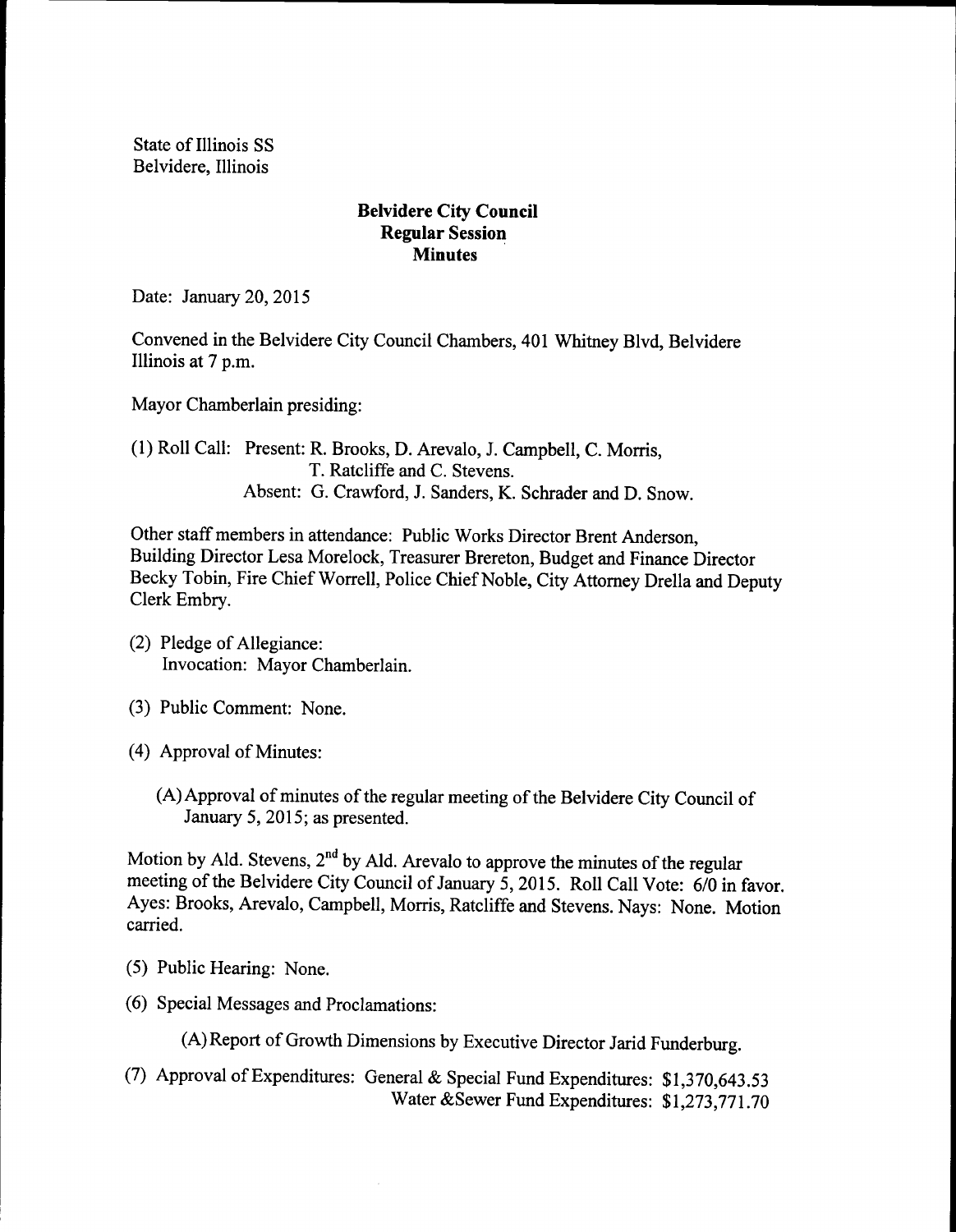State of Illinois SS
Belvidere, Illinois

**Belvidere City Council**
**Regular Session**
**Minutes**

Date: January 20, 2015

Convened in the Belvidere City Council Chambers, 401 Whitney Blvd, Belvidere Illinois at 7 p.m.

Mayor Chamberlain presiding:

(1) Roll Call: Present: R. Brooks, D. Arevalo, J. Campbell, C. Morris, T. Ratcliffe and C. Stevens.
Absent: G. Crawford, J. Sanders, K. Schrader and D. Snow.

Other staff members in attendance: Public Works Director Brent Anderson, Building Director Lesa Morelock, Treasurer Brereton, Budget and Finance Director Becky Tobin, Fire Chief Worrell, Police Chief Noble, City Attorney Drella and Deputy Clerk Embry.

(2) Pledge of Allegiance:
Invocation: Mayor Chamberlain.

(3) Public Comment: None.

(4) Approval of Minutes:

(A) Approval of minutes of the regular meeting of the Belvidere City Council of January 5, 2015; as presented.

Motion by Ald. Stevens, 2nd by Ald. Arevalo to approve the minutes of the regular meeting of the Belvidere City Council of January 5, 2015. Roll Call Vote: 6/0 in favor. Ayes: Brooks, Arevalo, Campbell, Morris, Ratcliffe and Stevens. Nays: None. Motion carried.

(5) Public Hearing: None.

(6) Special Messages and Proclamations:

(A) Report of Growth Dimensions by Executive Director Jarid Funderburg.

(7) Approval of Expenditures: General & Special Fund Expenditures: $1,370,643.53
Water &Sewer Fund Expenditures: $1,273,771.70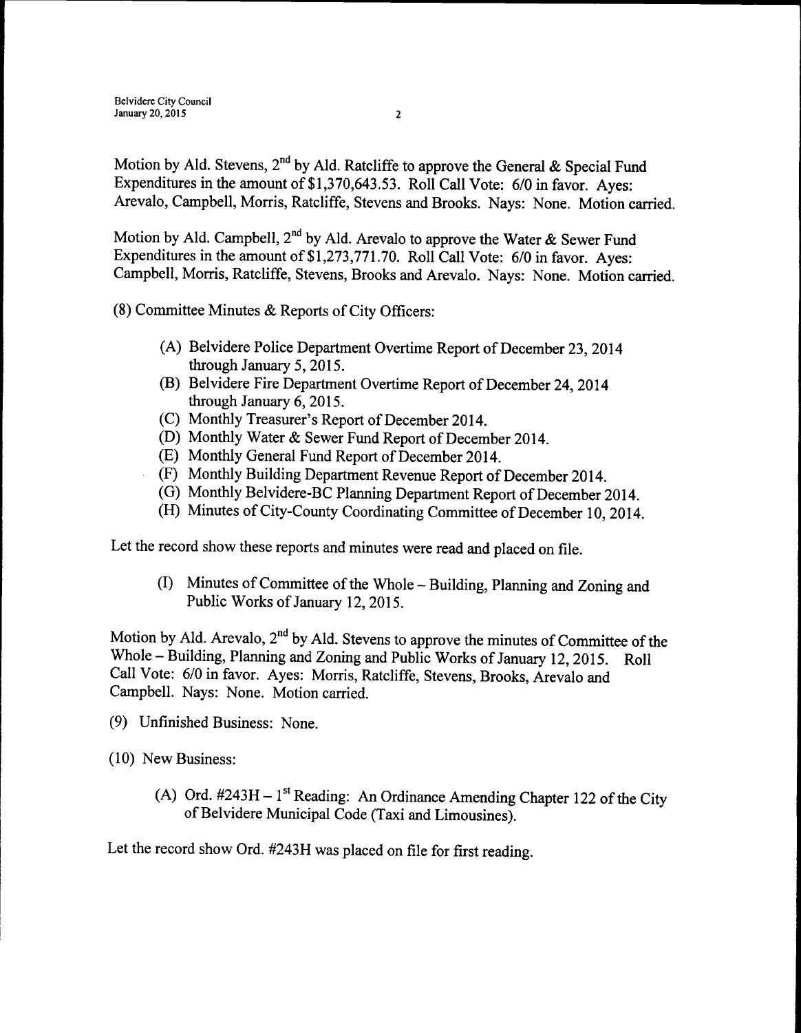Motion by Ald. Stevens, 2nd by Ald. Ratcliffe to approve the General & Special Fund Expenditures in the amount of $1,370,643.53. Roll Call Vote: 6/0 in favor. Ayes: Arevalo, Campbell, Morris, Ratcliffe, Stevens and Brooks. Nays: None. Motion carried.

Motion by Ald. Campbell, 2nd by Ald. Arevalo to approve the Water & Sewer Fund Expenditures in the amount of $1,273,771.70. Roll Call Vote: 6/0 in favor. Ayes: Campbell, Morris, Ratcliffe, Stevens, Brooks and Arevalo. Nays: None. Motion carried.

(8) Committee Minutes & Reports of City Officers:

(A) Belvidere Police Department Overtime Report of December 23, 2014 through January 5, 2015.
(B) Belvidere Fire Department Overtime Report of December 24, 2014 through January 6, 2015.
(C) Monthly Treasurer's Report of December 2014.
(D) Monthly Water & Sewer Fund Report of December 2014.
(E) Monthly General Fund Report of December 2014.
(F) Monthly Building Department Revenue Report of December 2014.
(G) Monthly Belvidere-BC Planning Department Report of December 2014.
(H) Minutes of City-County Coordinating Committee of December 10, 2014.

Let the record show these reports and minutes were read and placed on file.

(I) Minutes of Committee of the Whole – Building, Planning and Zoning and Public Works of January 12, 2015.

Motion by Ald. Arevalo, 2nd by Ald. Stevens to approve the minutes of Committee of the Whole – Building, Planning and Zoning and Public Works of January 12, 2015. Roll Call Vote: 6/0 in favor. Ayes: Morris, Ratcliffe, Stevens, Brooks, Arevalo and Campbell. Nays: None. Motion carried.

(9) Unfinished Business: None.

(10) New Business:

(A) Ord. #243H – 1st Reading: An Ordinance Amending Chapter 122 of the City of Belvidere Municipal Code (Taxi and Limousines).

Let the record show Ord. #243H was placed on file for first reading.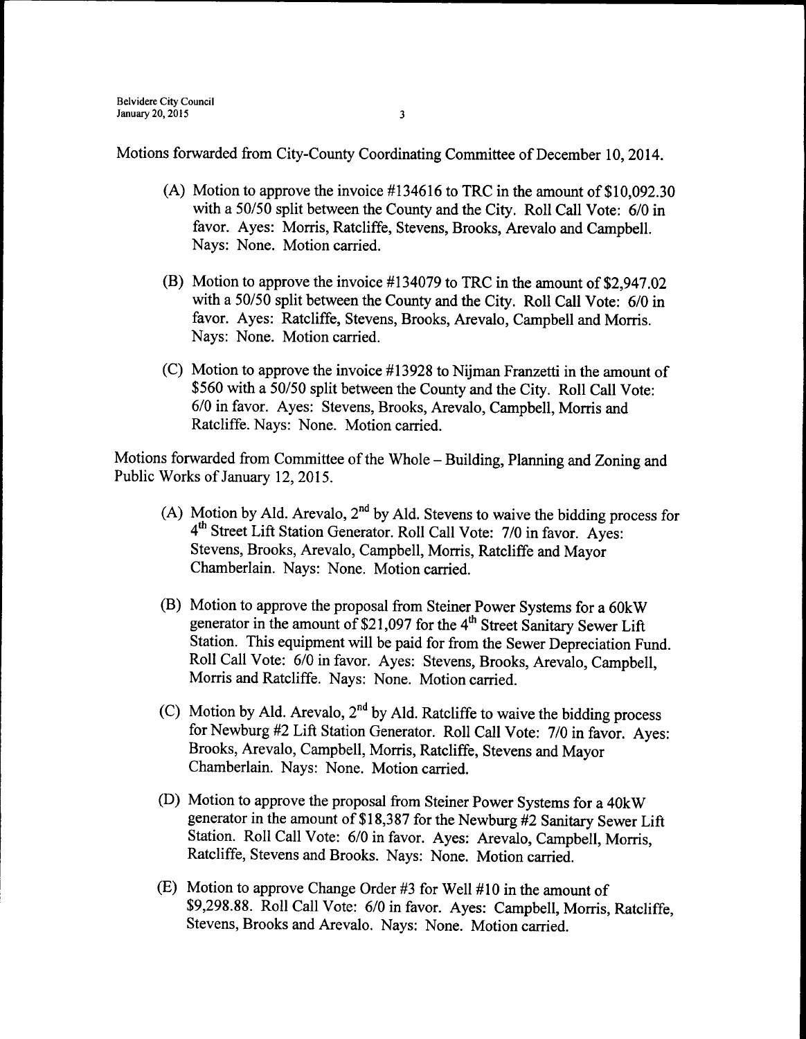Motions forwarded from City-County Coordinating Committee of December 10, 2014.

(A) Motion to approve the invoice #134616 to TRC in the amount of $10,092.30 with a 50/50 split between the County and the City. Roll Call Vote: 6/0 in favor. Ayes: Morris, Ratcliffe, Stevens, Brooks, Arevalo and Campbell. Nays: None. Motion carried.

(B) Motion to approve the invoice #134079 to TRC in the amount of $2,947.02 with a 50/50 split between the County and the City. Roll Call Vote: 6/0 in favor. Ayes: Ratcliffe, Stevens, Brooks, Arevalo, Campbell and Morris. Nays: None. Motion carried.

(C) Motion to approve the invoice #13928 to Nijman Franzetti in the amount of $560 with a 50/50 split between the County and the City. Roll Call Vote: 6/0 in favor. Ayes: Stevens, Brooks, Arevalo, Campbell, Morris and Ratcliffe. Nays: None. Motion carried.

Motions forwarded from Committee of the Whole – Building, Planning and Zoning and Public Works of January 12, 2015.

(A) Motion by Ald. Arevalo, 2nd by Ald. Stevens to waive the bidding process for 4th Street Lift Station Generator. Roll Call Vote: 7/0 in favor. Ayes: Stevens, Brooks, Arevalo, Campbell, Morris, Ratcliffe and Mayor Chamberlain. Nays: None. Motion carried.

(B) Motion to approve the proposal from Steiner Power Systems for a 60kW generator in the amount of $21,097 for the 4th Street Sanitary Sewer Lift Station. This equipment will be paid for from the Sewer Depreciation Fund. Roll Call Vote: 6/0 in favor. Ayes: Stevens, Brooks, Arevalo, Campbell, Morris and Ratcliffe. Nays: None. Motion carried.

(C) Motion by Ald. Arevalo, 2nd by Ald. Ratcliffe to waive the bidding process for Newburg #2 Lift Station Generator. Roll Call Vote: 7/0 in favor. Ayes: Brooks, Arevalo, Campbell, Morris, Ratcliffe, Stevens and Mayor Chamberlain. Nays: None. Motion carried.

(D) Motion to approve the proposal from Steiner Power Systems for a 40kW generator in the amount of $18,387 for the Newburg #2 Sanitary Sewer Lift Station. Roll Call Vote: 6/0 in favor. Ayes: Arevalo, Campbell, Morris, Ratcliffe, Stevens and Brooks. Nays: None. Motion carried.

(E) Motion to approve Change Order #3 for Well #10 in the amount of $9,298.88. Roll Call Vote: 6/0 in favor. Ayes: Campbell, Morris, Ratcliffe, Stevens, Brooks and Arevalo. Nays: None. Motion carried.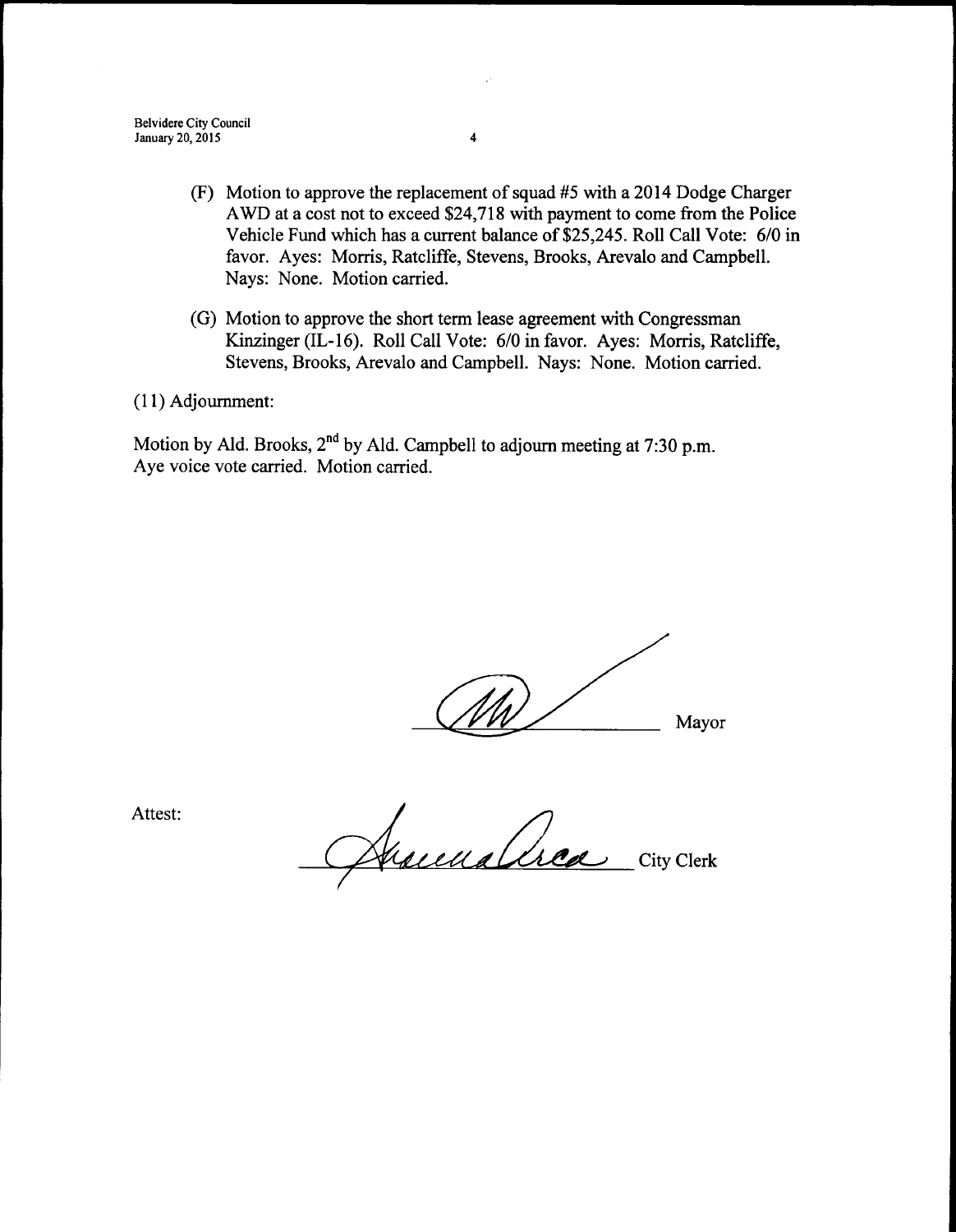(F) Motion to approve the replacement of squad #5 with a 2014 Dodge Charger AWD at a cost not to exceed $24,718 with payment to come from the Police Vehicle Fund which has a current balance of $25,245. Roll Call Vote: 6/0 in favor. Ayes: Morris, Ratcliffe, Stevens, Brooks, Arevalo and Campbell. Nays: None. Motion carried.

(G) Motion to approve the short term lease agreement with Congressman Kinzinger (IL-16). Roll Call Vote: 6/0 in favor. Ayes: Morris, Ratcliffe, Stevens, Brooks, Arevalo and Campbell. Nays: None. Motion carried.

(11) Adjournment:

Motion by Ald. Brooks, 2nd by Ald. Campbell to adjourn meeting at 7:30 p.m. Aye voice vote carried. Motion carried.

\_\_\_\_\_\_\_\_\_\_\_\_\_\_\_\_\_\_\_\_\_\_\_\_ Mayor

Attest:

\_\_\_\_\_\_\_\_\_\_\_\_\_\_\_\_\_\_\_\_\_\_\_\_ City Clerk